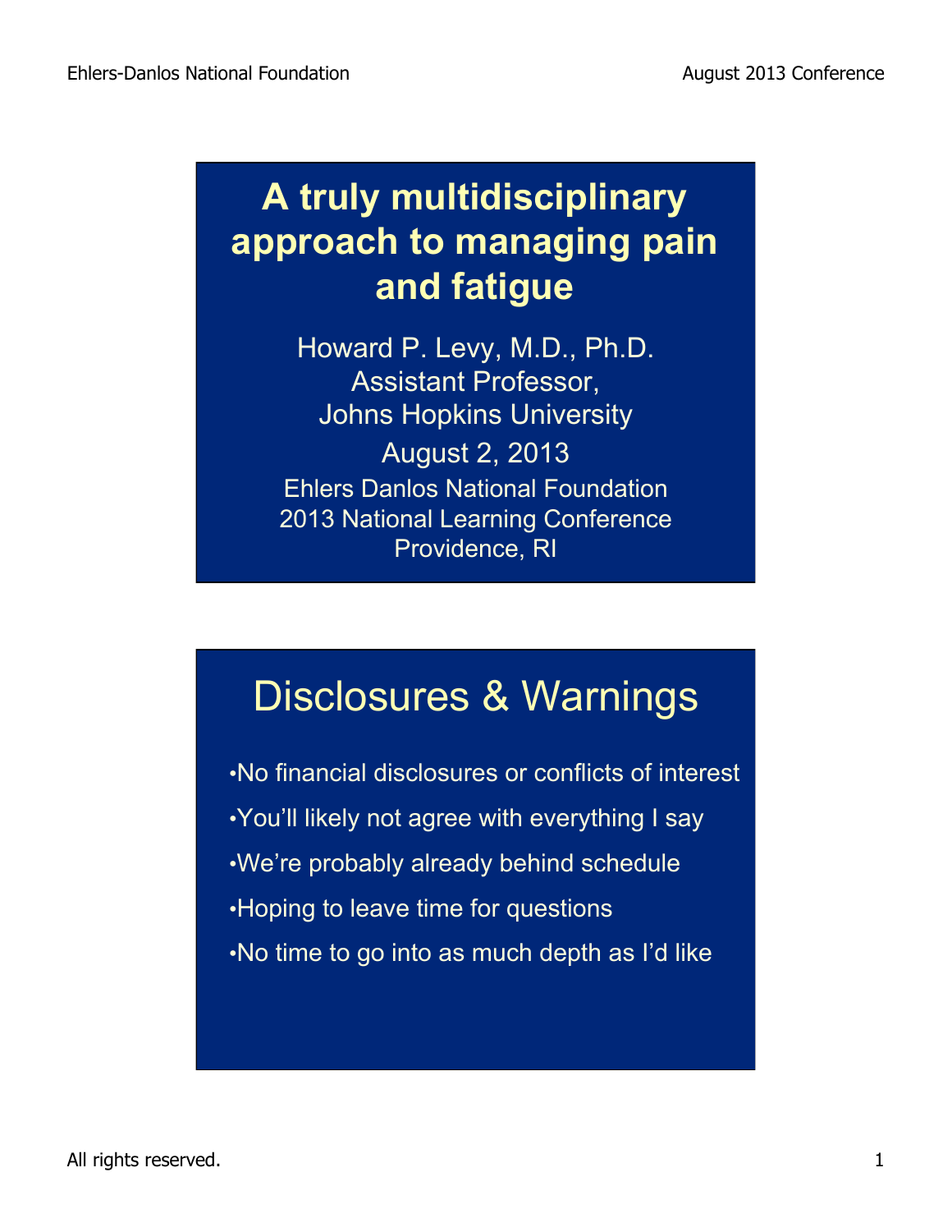# A truly multidisciplinary approach to managing pain and fatigue

Howard P. Levy, M.D., Ph.D.
Assistant Professor,
Johns Hopkins University

August 2, 2013

Ehlers Danlos National Foundation
2013 National Learning Conference
Providence, RI

## Disclosures & Warnings

- No financial disclosures or conflicts of interest
- You'll likely not agree with everything I say
- We're probably already behind schedule
- Hoping to leave time for questions
- No time to go into as much depth as I'd like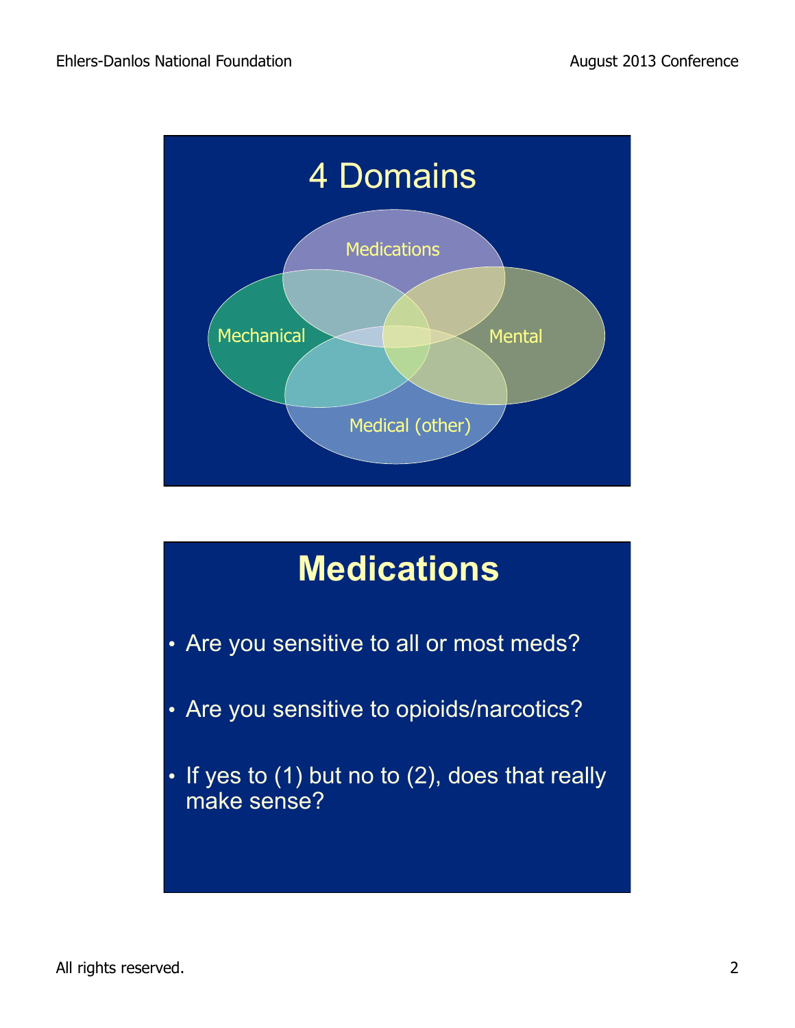# 4 Domains

- Medications
- Mechanical
- Mental
- Medical (other)

# Medications

- Are you sensitive to all or most meds?
- Are you sensitive to opioids/narcotics?
- If yes to (1) but no to (2), does that really make sense?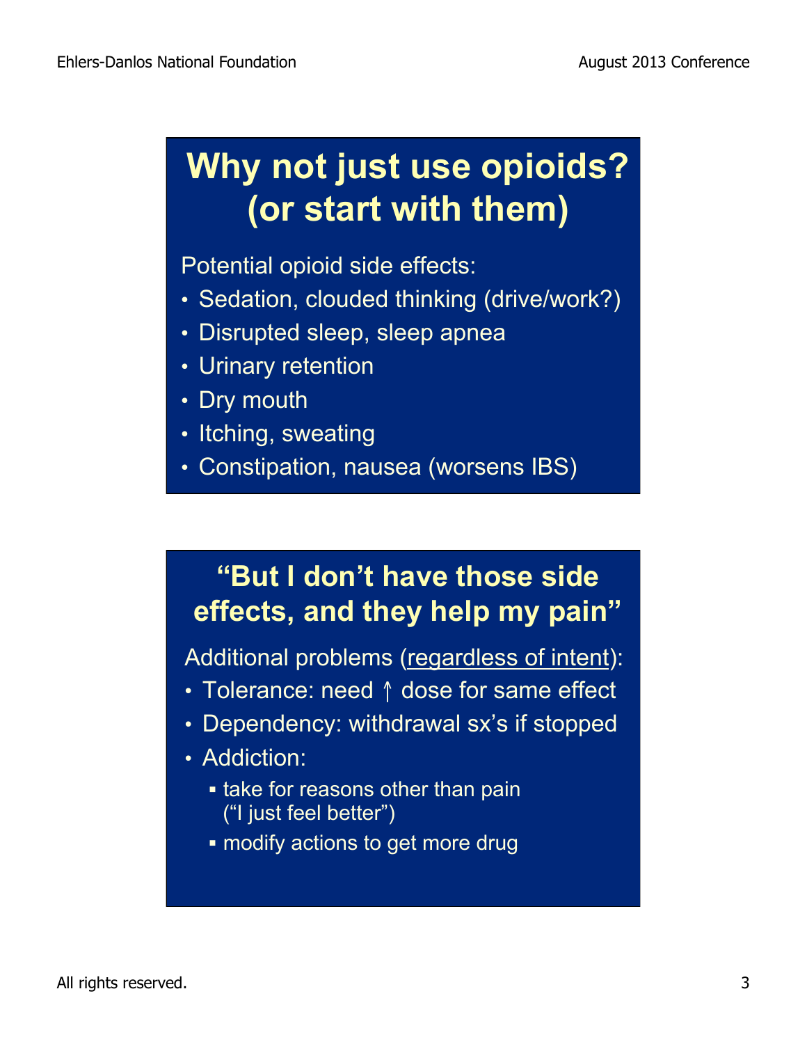## Why not just use opioids? (or start with them)

Potential opioid side effects:

- Sedation, clouded thinking (drive/work?)
- Disrupted sleep, sleep apnea
- Urinary retention
- Dry mouth
- Itching, sweating
- Constipation, nausea (worsens IBS)

## "But I don't have those side effects, and they help my pain"

Additional problems (<u>regardless of intent</u>):

- Tolerance: need ↑ dose for same effect
- Dependency: withdrawal sx's if stopped
- Addiction:
  - take for reasons other than pain ("I just feel better")
  - modify actions to get more drug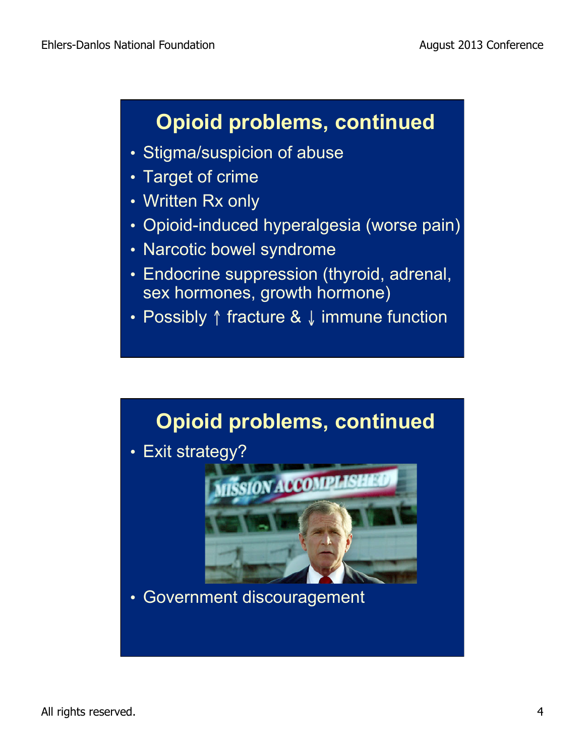## Opioid problems, continued

- Stigma/suspicion of abuse
- Target of crime
- Written Rx only
- Opioid-induced hyperalgesia (worse pain)
- Narcotic bowel syndrome
- Endocrine suppression (thyroid, adrenal, sex hormones, growth hormone)
- Possibly ↑ fracture & ↓ immune function

## Opioid problems, continued

- Exit strategy?
- Government discouragement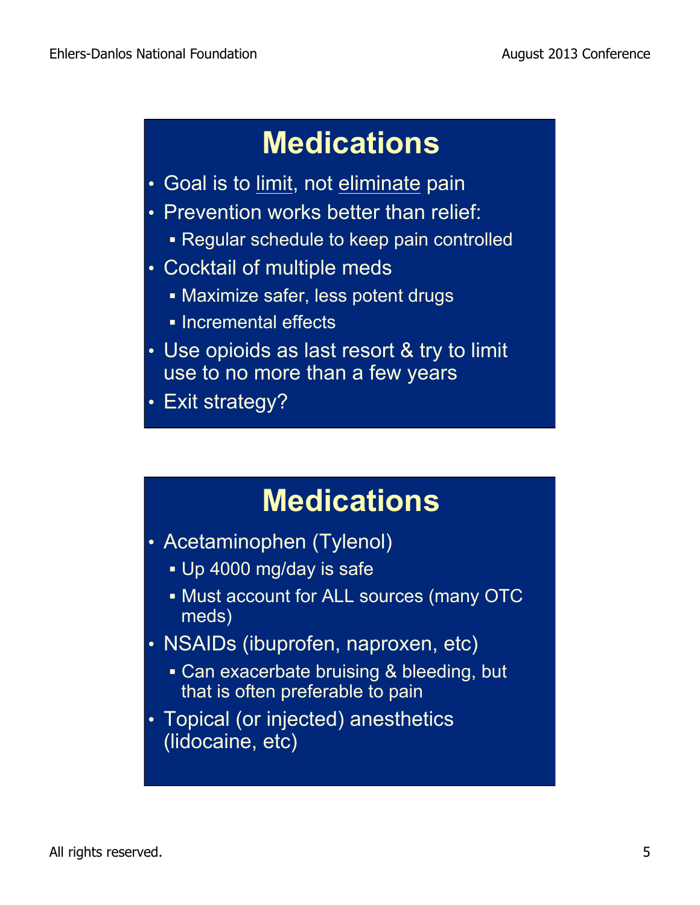## Medications

- Goal is to <u>limit</u>, not <u>eliminate</u> pain
- Prevention works better than relief:
  - Regular schedule to keep pain controlled
- Cocktail of multiple meds
  - Maximize safer, less potent drugs
  - Incremental effects
- Use opioids as last resort & try to limit use to no more than a few years
- Exit strategy?

## Medications

- Acetaminophen (Tylenol)
  - Up 4000 mg/day is safe
  - Must account for ALL sources (many OTC meds)
- NSAIDs (ibuprofen, naproxen, etc)
  - Can exacerbate bruising & bleeding, but that is often preferable to pain
- Topical (or injected) anesthetics (lidocaine, etc)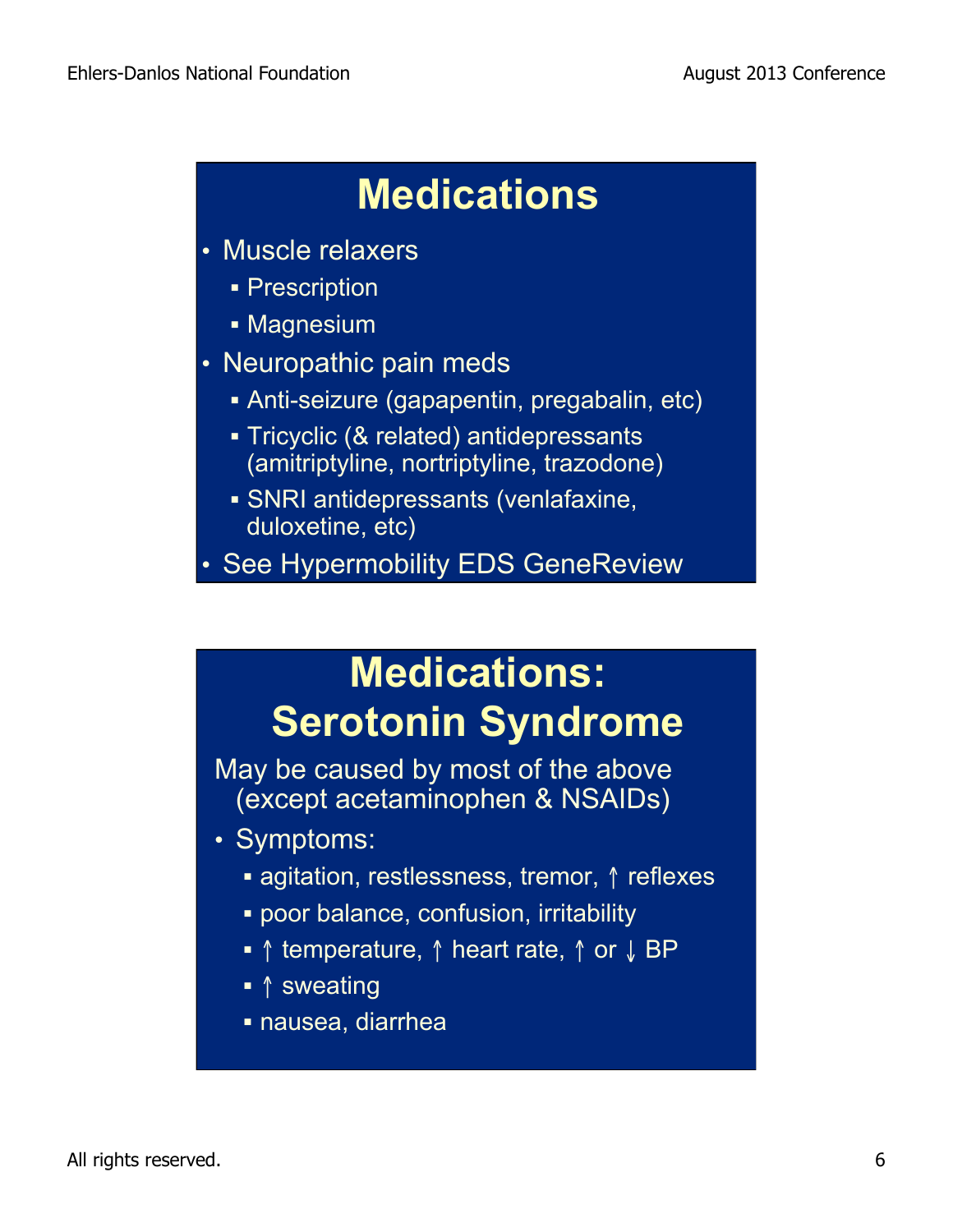# Medications

- Muscle relaxers
  - Prescription
  - Magnesium
- Neuropathic pain meds
  - Anti-seizure (gapapentin, pregabalin, etc)
  - Tricyclic (& related) antidepressants (amitriptyline, nortriptyline, trazodone)
  - SNRI antidepressants (venlafaxine, duloxetine, etc)
- See Hypermobility EDS GeneReview

# Medications: Serotonin Syndrome

May be caused by most of the above (except acetaminophen & NSAIDs)

- Symptoms:
  - agitation, restlessness, tremor, ↑ reflexes
  - poor balance, confusion, irritability
  - ↑ temperature, ↑ heart rate, ↑ or ↓ BP
  - ↑ sweating
  - nausea, diarrhea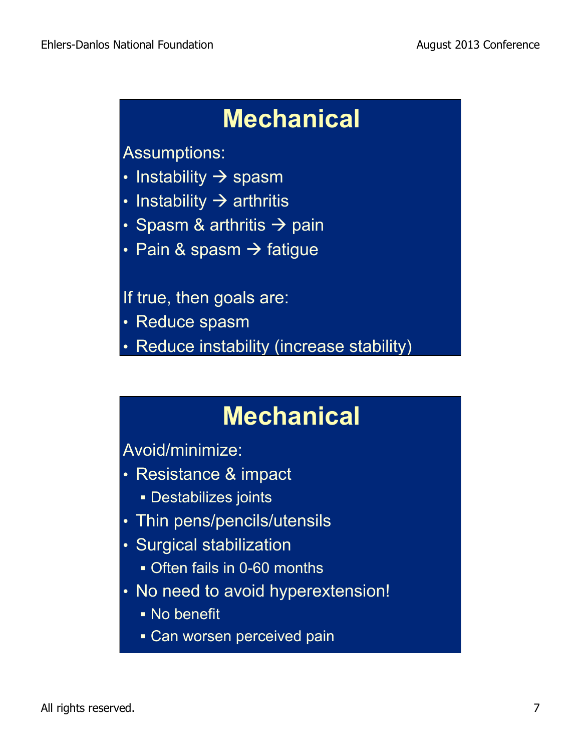## Mechanical

Assumptions:

- Instability → spasm
- Instability → arthritis
- Spasm & arthritis → pain
- Pain & spasm → fatigue

If true, then goals are:

- Reduce spasm
- Reduce instability (increase stability)

## Mechanical

Avoid/minimize:

- Resistance & impact
  - Destabilizes joints
- Thin pens/pencils/utensils
- Surgical stabilization
  - Often fails in 0-60 months
- No need to avoid hyperextension!
  - No benefit
  - Can worsen perceived pain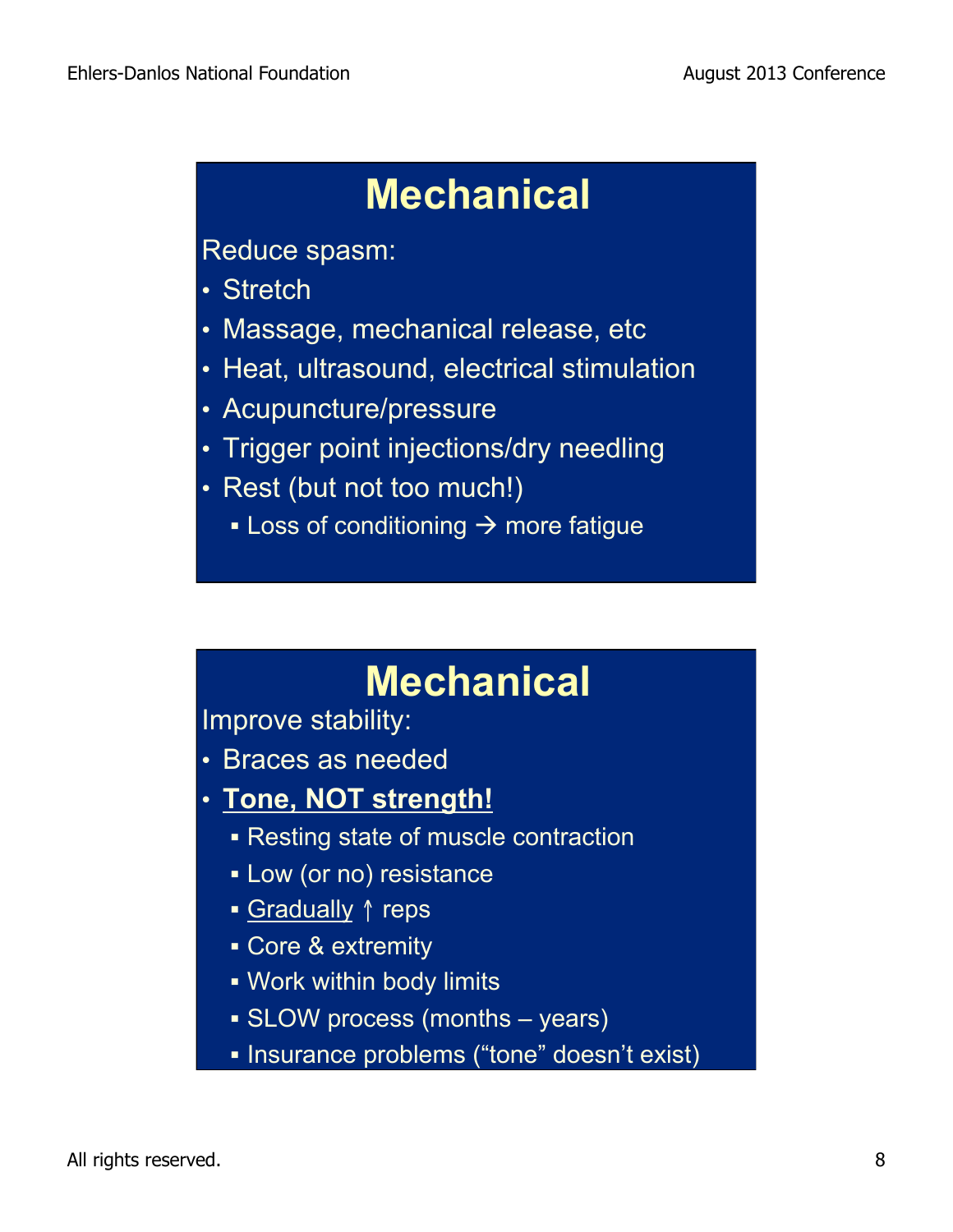## Mechanical

Reduce spasm:

- Stretch
- Massage, mechanical release, etc
- Heat, ultrasound, electrical stimulation
- Acupuncture/pressure
- Trigger point injections/dry needling
- Rest (but not too much!)
  - Loss of conditioning → more fatigue

## Mechanical

Improve stability:

- Braces as needed
- **<u>Tone, NOT strength!</u>**
  - Resting state of muscle contraction
  - Low (or no) resistance
  - <u>Gradually</u> ↑ reps
  - Core & extremity
  - Work within body limits
  - SLOW process (months – years)
  - Insurance problems ("tone" doesn't exist)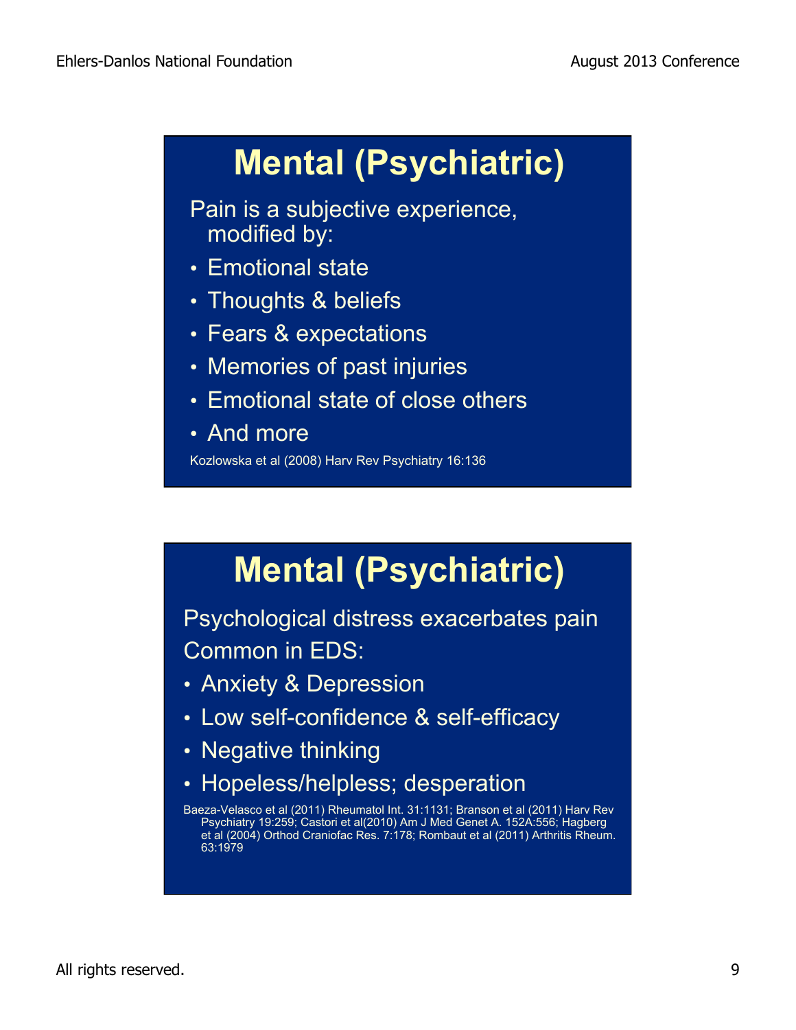## Mental (Psychiatric)

Pain is a subjective experience, modified by:

- Emotional state
- Thoughts & beliefs
- Fears & expectations
- Memories of past injuries
- Emotional state of close others
- And more

Kozlowska et al (2008) Harv Rev Psychiatry 16:136

## Mental (Psychiatric)

Psychological distress exacerbates pain

Common in EDS:

- Anxiety & Depression
- Low self-confidence & self-efficacy
- Negative thinking
- Hopeless/helpless; desperation

Baeza-Velasco et al (2011) Rheumatol Int. 31:1131; Branson et al (2011) Harv Rev Psychiatry 19:259; Castori et al(2010) Am J Med Genet A. 152A:556; Hagberg et al (2004) Orthod Craniofac Res. 7:178; Rombaut et al (2011) Arthritis Rheum. 63:1979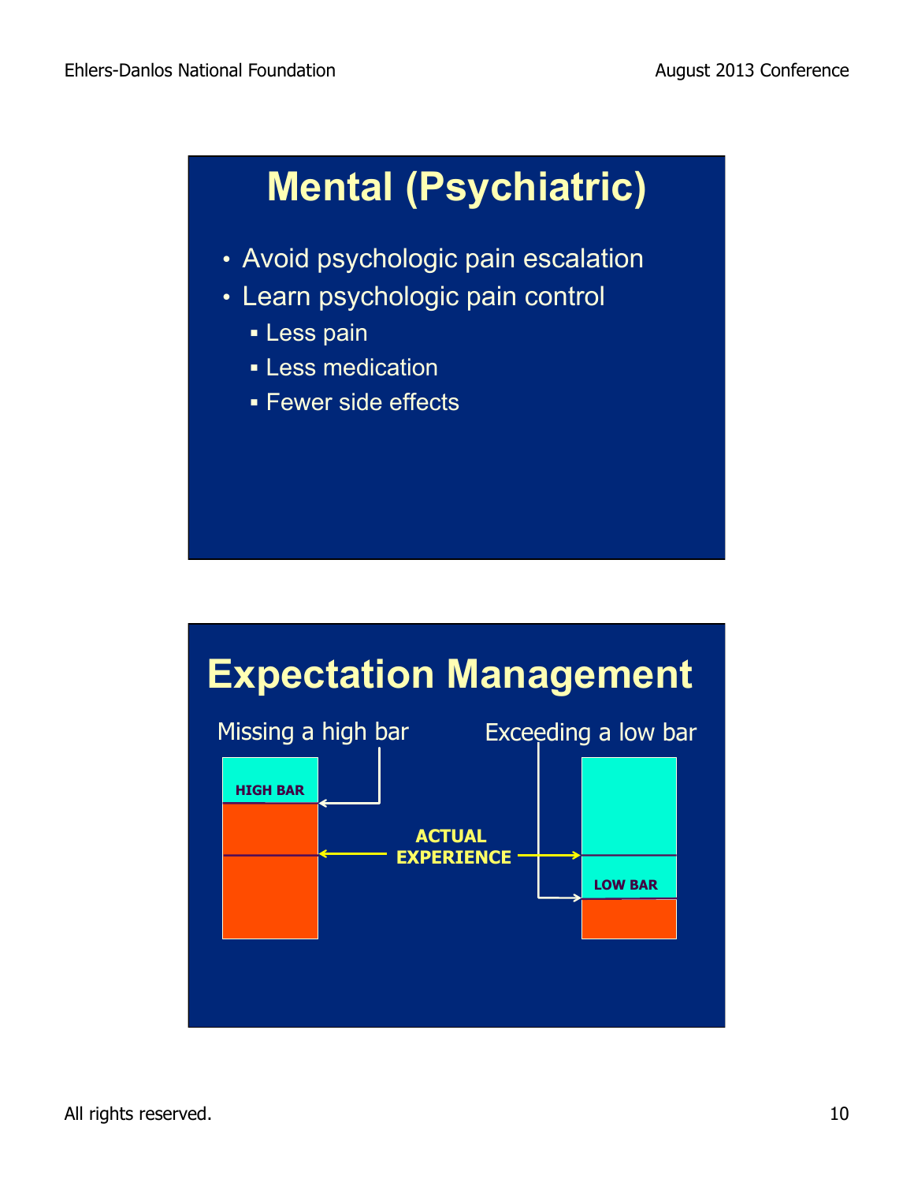## Mental (Psychiatric)

- Avoid psychologic pain escalation
- Learn psychologic pain control
  - Less pain
  - Less medication
  - Fewer side effects

## Expectation Management

Missing a high bar

Exceeding a low bar

HIGH BAR

ACTUAL EXPERIENCE

LOW BAR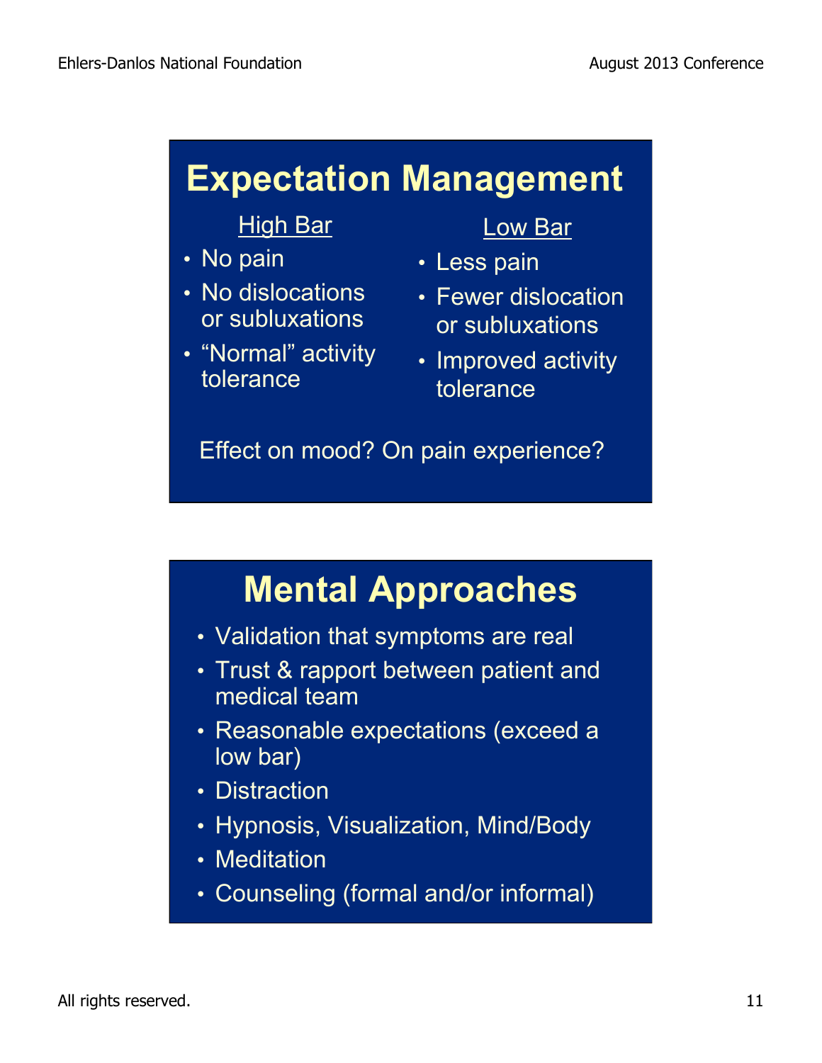# Expectation Management

| High Bar | Low Bar |
|---|---|
| • No pain | • Less pain |
| • No dislocations or subluxations | • Fewer dislocation or subluxations |
| • “Normal” activity tolerance | • Improved activity tolerance |

Effect on mood? On pain experience?

# Mental Approaches

- Validation that symptoms are real
- Trust & rapport between patient and medical team
- Reasonable expectations (exceed a low bar)
- Distraction
- Hypnosis, Visualization, Mind/Body
- Meditation
- Counseling (formal and/or informal)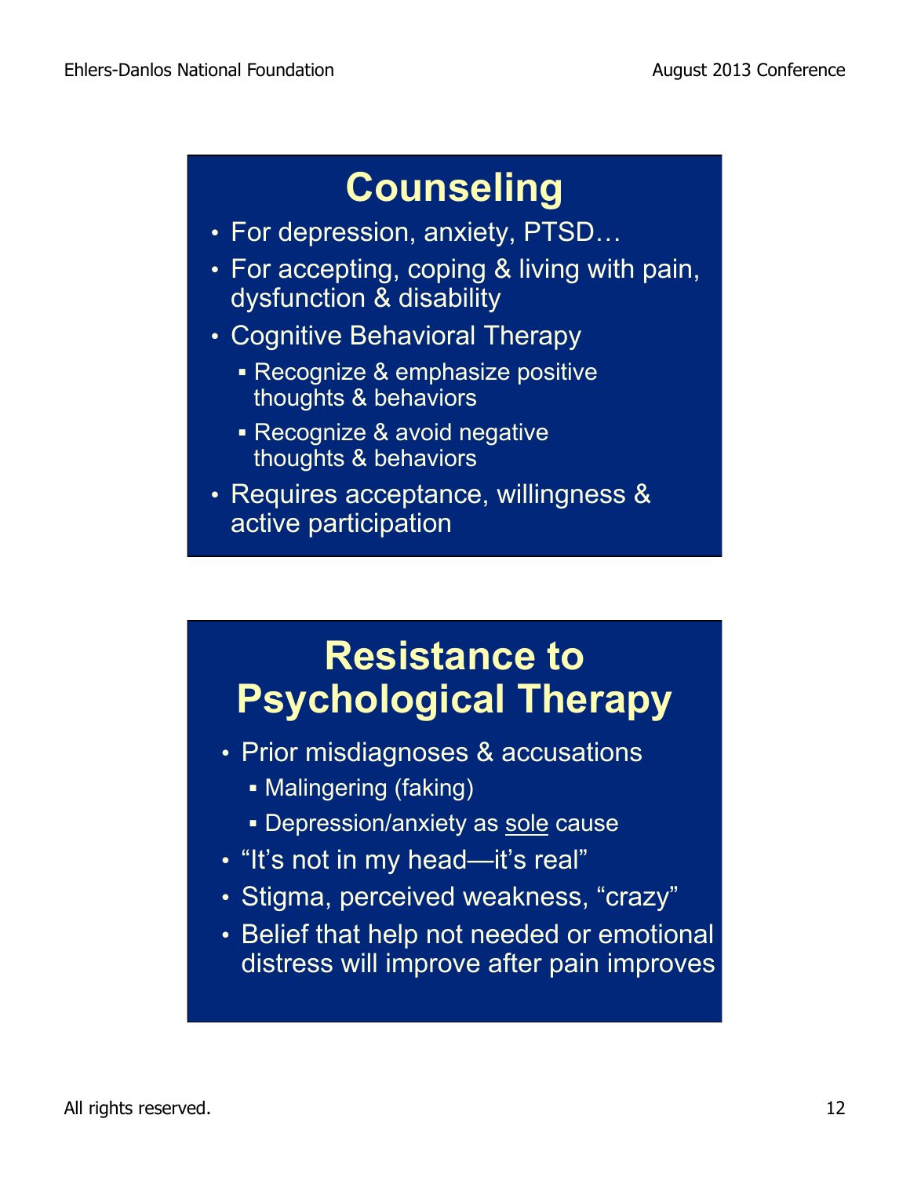# Counseling

- For depression, anxiety, PTSD…
- For accepting, coping & living with pain, dysfunction & disability
- Cognitive Behavioral Therapy
  - Recognize & emphasize positive thoughts & behaviors
  - Recognize & avoid negative thoughts & behaviors
- Requires acceptance, willingness & active participation

# Resistance to Psychological Therapy

- Prior misdiagnoses & accusations
  - Malingering (faking)
  - Depression/anxiety as <u>sole</u> cause
- "It's not in my head—it's real"
- Stigma, perceived weakness, "crazy"
- Belief that help not needed or emotional distress will improve after pain improves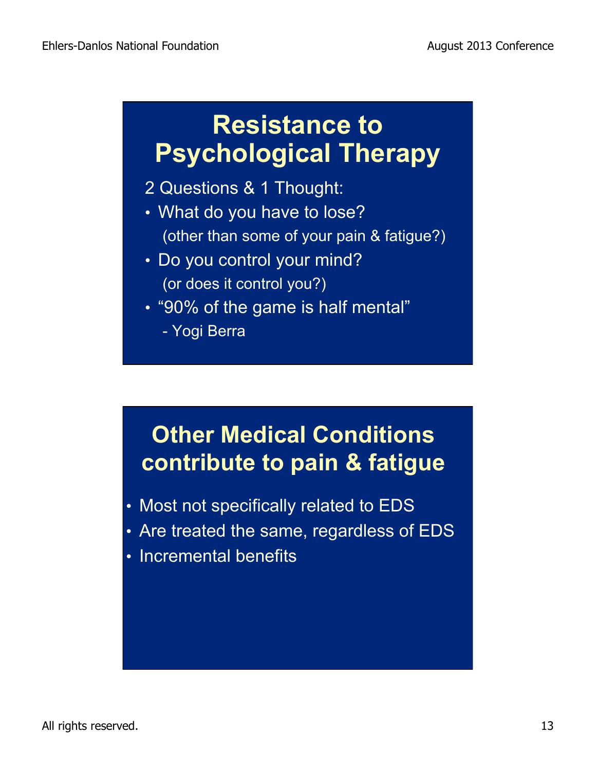## Resistance to Psychological Therapy

2 Questions & 1 Thought:

- What do you have to lose?
  (other than some of your pain & fatigue?)
- Do you control your mind?
  (or does it control you?)
- "90% of the game is half mental"
  - Yogi Berra

## Other Medical Conditions contribute to pain & fatigue

- Most not specifically related to EDS
- Are treated the same, regardless of EDS
- Incremental benefits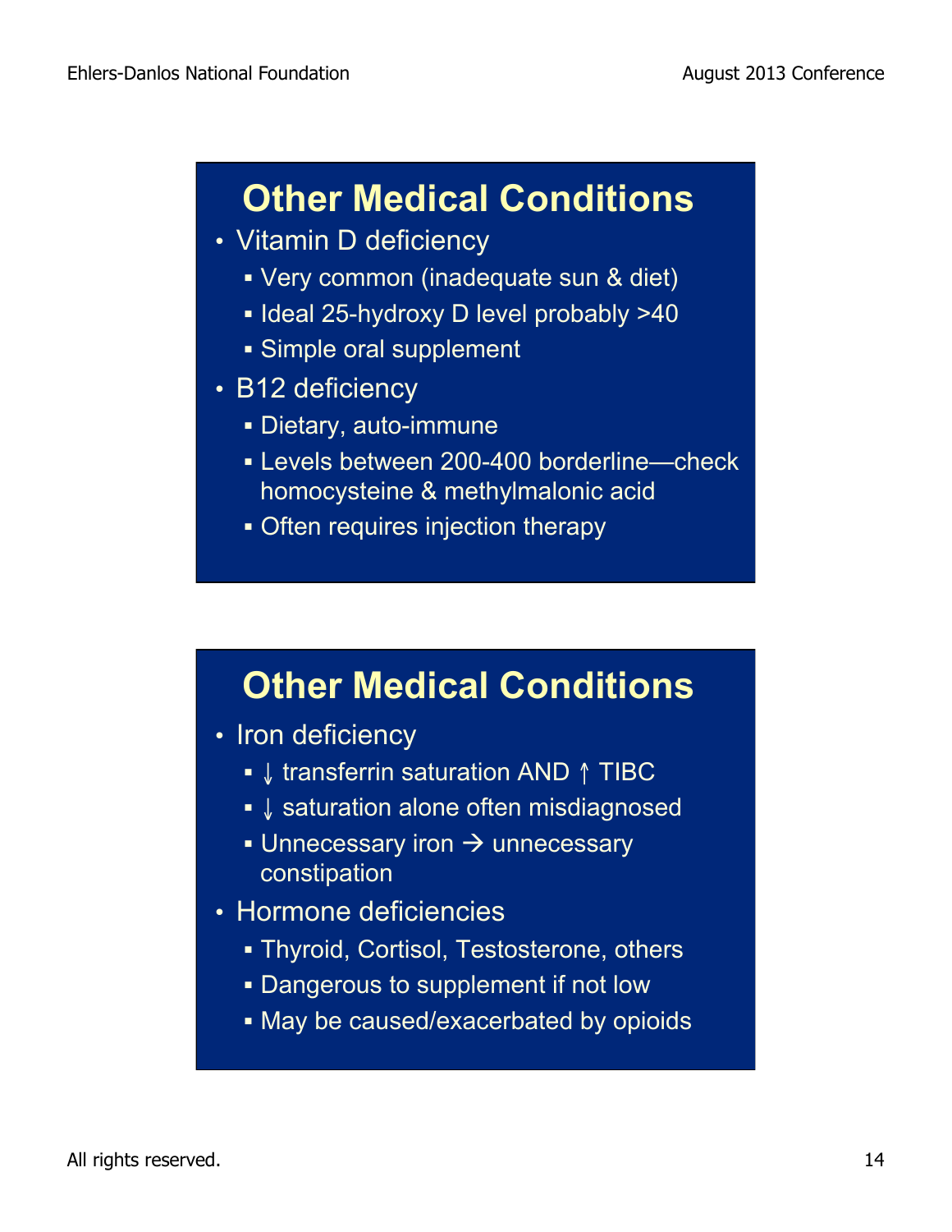## Other Medical Conditions

- Vitamin D deficiency
  - Very common (inadequate sun & diet)
  - Ideal 25-hydroxy D level probably >40
  - Simple oral supplement
- B12 deficiency
  - Dietary, auto-immune
  - Levels between 200-400 borderline—check homocysteine & methylmalonic acid
  - Often requires injection therapy

## Other Medical Conditions

- Iron deficiency
  - ↓ transferrin saturation AND ↑ TIBC
  - ↓ saturation alone often misdiagnosed
  - Unnecessary iron → unnecessary constipation
- Hormone deficiencies
  - Thyroid, Cortisol, Testosterone, others
  - Dangerous to supplement if not low
  - May be caused/exacerbated by opioids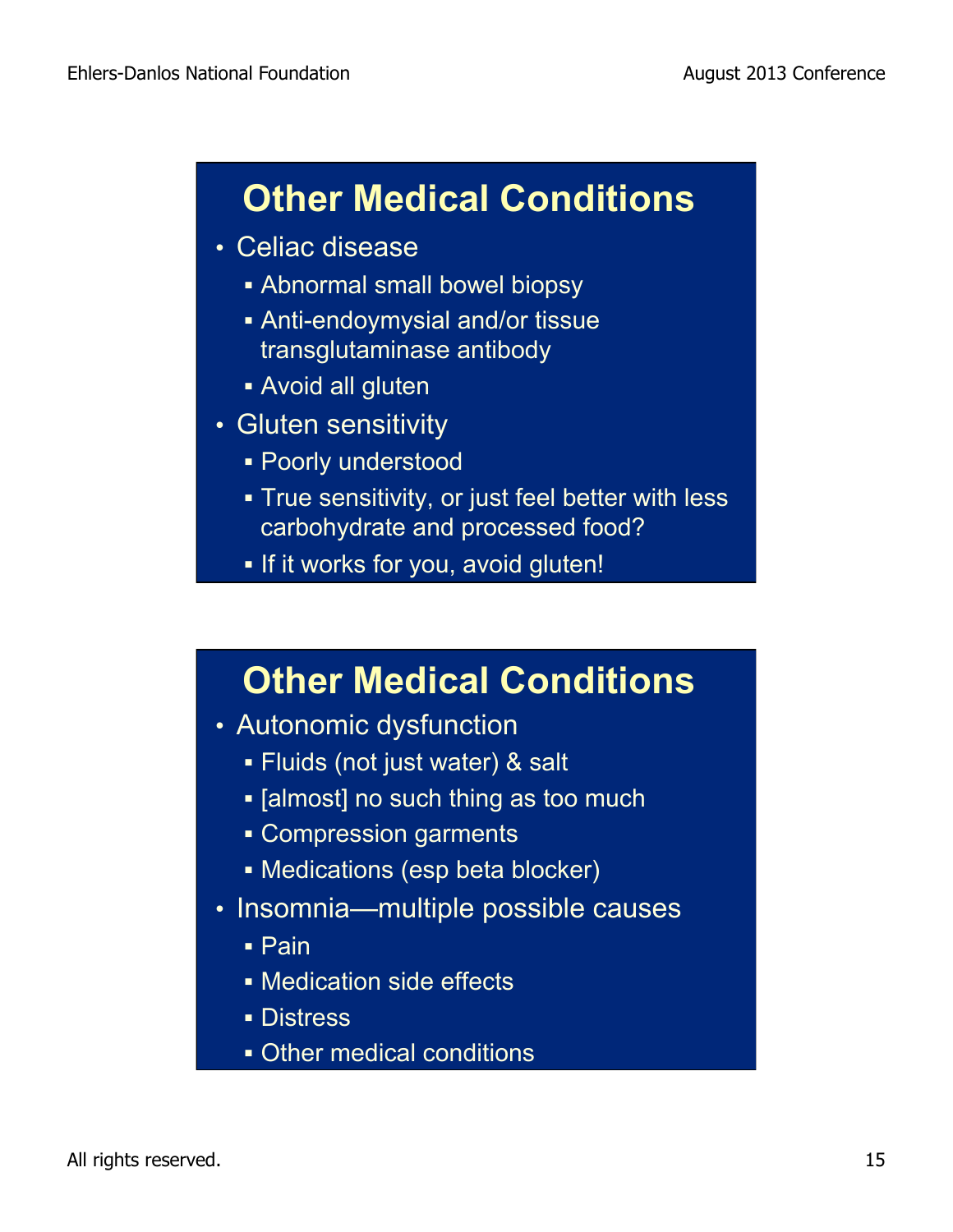## Other Medical Conditions

- Celiac disease
  - Abnormal small bowel biopsy
  - Anti-endoymysial and/or tissue transglutaminase antibody
  - Avoid all gluten
- Gluten sensitivity
  - Poorly understood
  - True sensitivity, or just feel better with less carbohydrate and processed food?
  - If it works for you, avoid gluten!

## Other Medical Conditions

- Autonomic dysfunction
  - Fluids (not just water) & salt
  - [almost] no such thing as too much
  - Compression garments
  - Medications (esp beta blocker)
- Insomnia—multiple possible causes
  - Pain
  - Medication side effects
  - Distress
  - Other medical conditions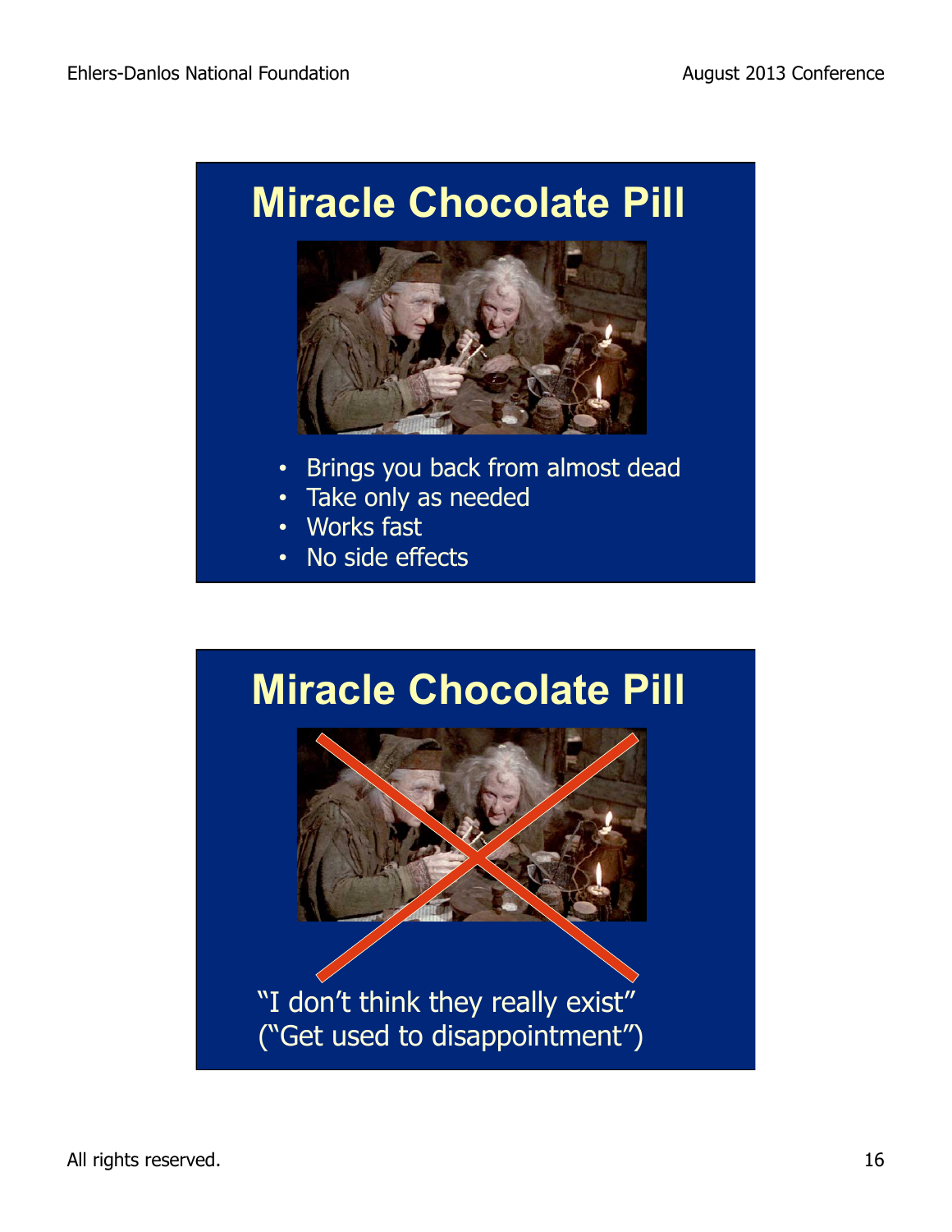## Miracle Chocolate Pill

- Brings you back from almost dead
- Take only as needed
- Works fast
- No side effects

## Miracle Chocolate Pill

"I don't think they really exist"
("Get used to disappointment")